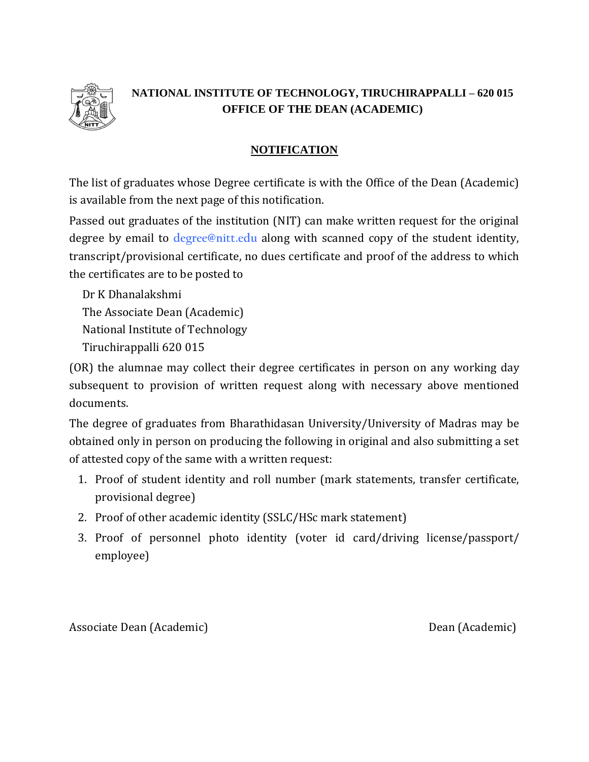**NATIONAL INSTITUTE OF TECHNOLOGY, TIRUCHIRAPPALLI – 620 015**
**OFFICE OF THE DEAN (ACADEMIC)**

# NOTIFICATION

The list of graduates whose Degree certificate is with the Office of the Dean (Academic) is available from the next page of this notification.

Passed out graduates of the institution (NIT) can make written request for the original degree by email to degree@nitt.edu along with scanned copy of the student identity, transcript/provisional certificate, no dues certificate and proof of the address to which the certificates are to be posted to

Dr K Dhanalakshmi
The Associate Dean (Academic)
National Institute of Technology
Tiruchirappalli 620 015

(OR) the alumnae may collect their degree certificates in person on any working day subsequent to provision of written request along with necessary above mentioned documents.

The degree of graduates from Bharathidasan University/University of Madras may be obtained only in person on producing the following in original and also submitting a set of attested copy of the same with a written request:

1. Proof of student identity and roll number (mark statements, transfer certificate, provisional degree)
2. Proof of other academic identity (SSLC/HSc mark statement)
3. Proof of personnel photo identity (voter id card/driving license/passport/ employee)

Associate Dean (Academic) Dean (Academic)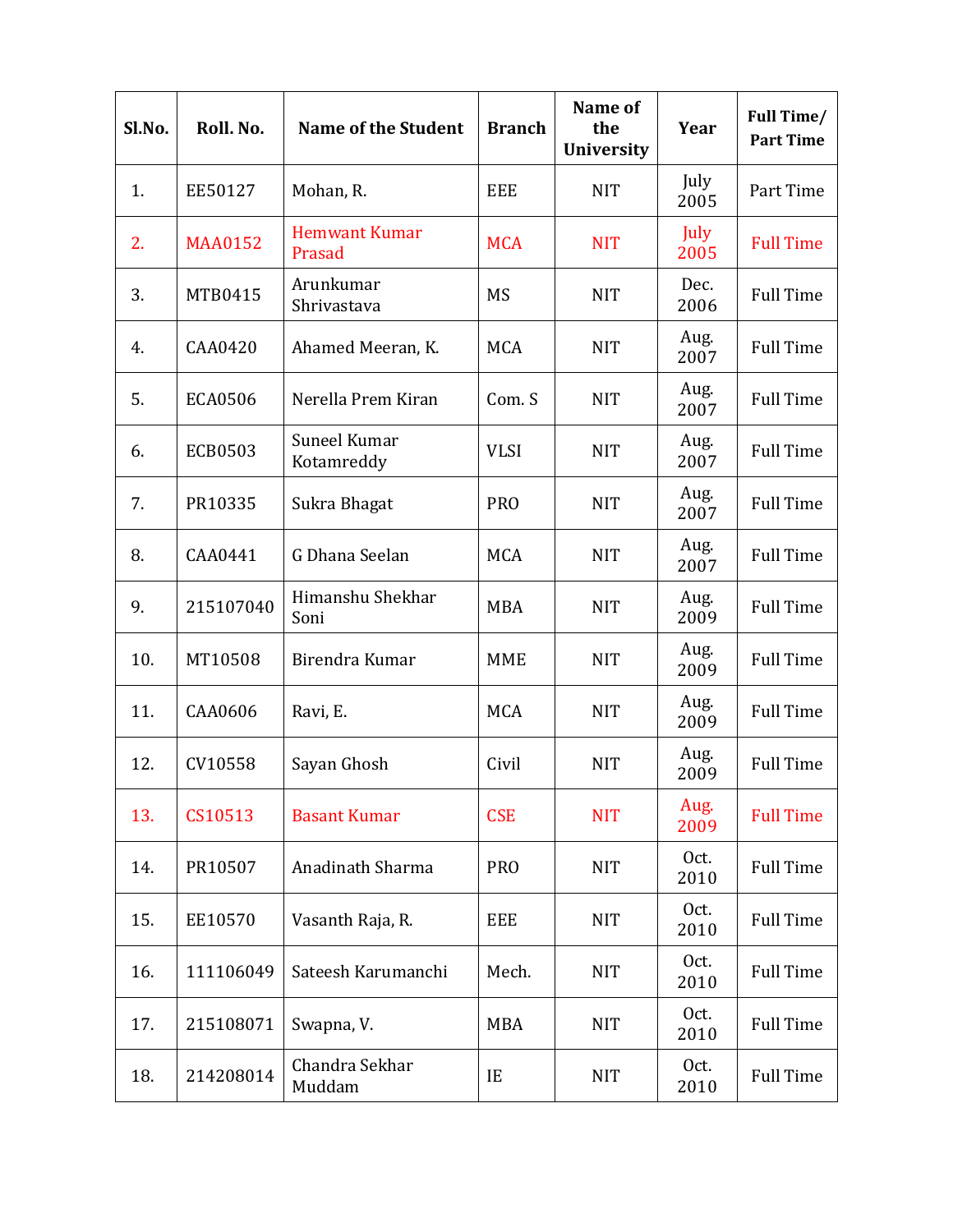| Sl.No. | Roll. No. | Name of the Student | Branch | Name of the University | Year | Full Time/ Part Time |
|---|---|---|---|---|---|---|
| 1. | EE50127 | Mohan, R. | EEE | NIT | July 2005 | Part Time |
| 2. | MAA0152 | Hemwant Kumar Prasad | MCA | NIT | July 2005 | Full Time |
| 3. | MTB0415 | Arunkumar Shrivastava | MS | NIT | Dec. 2006 | Full Time |
| 4. | CAA0420 | Ahamed Meeran, K. | MCA | NIT | Aug. 2007 | Full Time |
| 5. | ECA0506 | Nerella Prem Kiran | Com. S | NIT | Aug. 2007 | Full Time |
| 6. | ECB0503 | Suneel Kumar Kotamreddy | VLSI | NIT | Aug. 2007 | Full Time |
| 7. | PR10335 | Sukra Bhagat | PRO | NIT | Aug. 2007 | Full Time |
| 8. | CAA0441 | G Dhana Seelan | MCA | NIT | Aug. 2007 | Full Time |
| 9. | 215107040 | Himanshu Shekhar Soni | MBA | NIT | Aug. 2009 | Full Time |
| 10. | MT10508 | Birendra Kumar | MME | NIT | Aug. 2009 | Full Time |
| 11. | CAA0606 | Ravi, E. | MCA | NIT | Aug. 2009 | Full Time |
| 12. | CV10558 | Sayan Ghosh | Civil | NIT | Aug. 2009 | Full Time |
| 13. | CS10513 | Basant Kumar | CSE | NIT | Aug. 2009 | Full Time |
| 14. | PR10507 | Anadinath Sharma | PRO | NIT | Oct. 2010 | Full Time |
| 15. | EE10570 | Vasanth Raja, R. | EEE | NIT | Oct. 2010 | Full Time |
| 16. | 111106049 | Sateesh Karumanchi | Mech. | NIT | Oct. 2010 | Full Time |
| 17. | 215108071 | Swapna, V. | MBA | NIT | Oct. 2010 | Full Time |
| 18. | 214208014 | Chandra Sekhar Muddam | IE | NIT | Oct. 2010 | Full Time |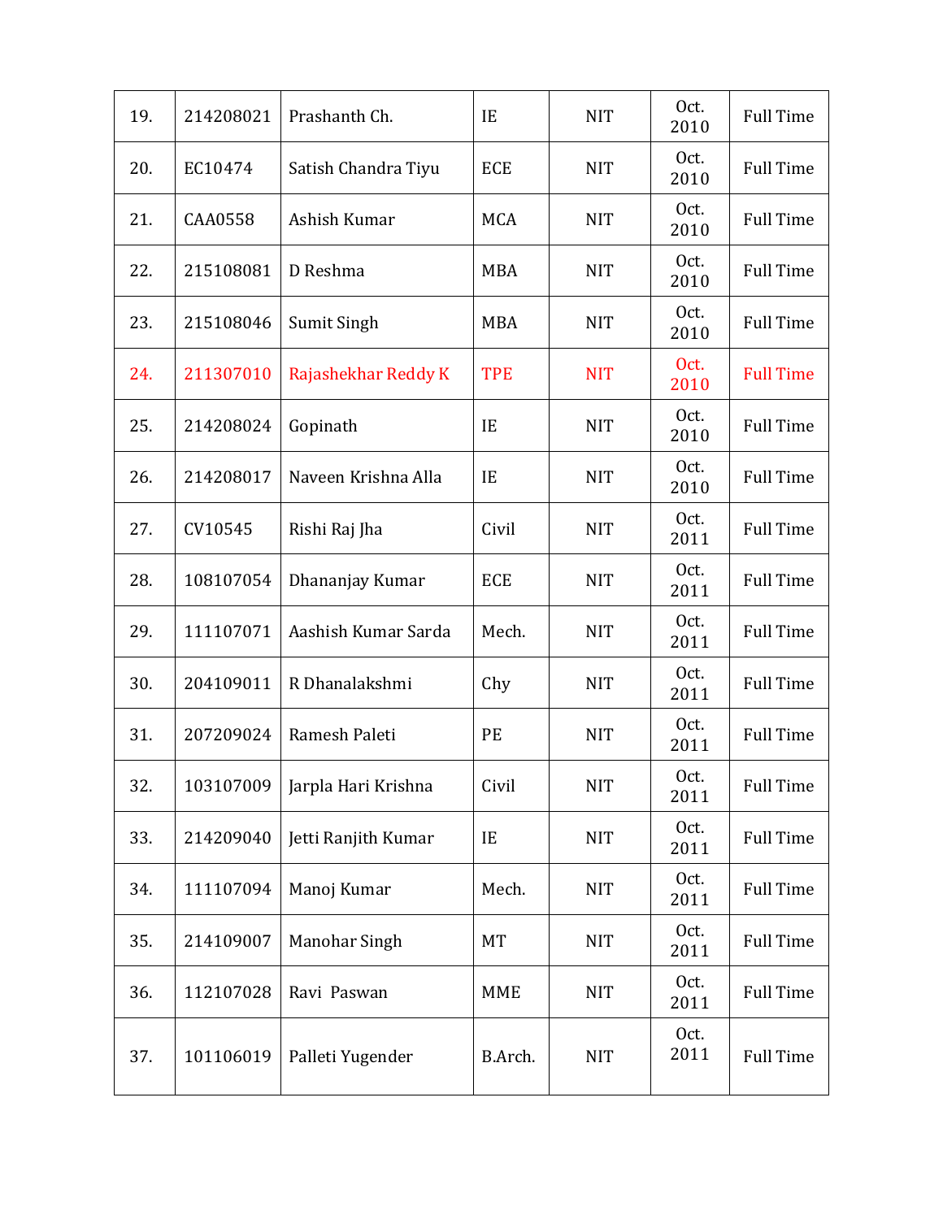| 19. | 214208021 | Prashanth Ch. | IE | NIT | Oct. 2010 | Full Time |
|---|---|---|---|---|---|---|
| 20. | EC10474 | Satish Chandra Tiyu | ECE | NIT | Oct. 2010 | Full Time |
| 21. | CAA0558 | Ashish Kumar | MCA | NIT | Oct. 2010 | Full Time |
| 22. | 215108081 | D Reshma | MBA | NIT | Oct. 2010 | Full Time |
| 23. | 215108046 | Sumit Singh | MBA | NIT | Oct. 2010 | Full Time |
| 24. | 211307010 | Rajashekhar Reddy K | TPE | NIT | Oct. 2010 | Full Time |
| 25. | 214208024 | Gopinath | IE | NIT | Oct. 2010 | Full Time |
| 26. | 214208017 | Naveen Krishna Alla | IE | NIT | Oct. 2010 | Full Time |
| 27. | CV10545 | Rishi Raj Jha | Civil | NIT | Oct. 2011 | Full Time |
| 28. | 108107054 | Dhananjay Kumar | ECE | NIT | Oct. 2011 | Full Time |
| 29. | 111107071 | Aashish Kumar Sarda | Mech. | NIT | Oct. 2011 | Full Time |
| 30. | 204109011 | R Dhanalakshmi | Chy | NIT | Oct. 2011 | Full Time |
| 31. | 207209024 | Ramesh Paleti | PE | NIT | Oct. 2011 | Full Time |
| 32. | 103107009 | Jarpla Hari Krishna | Civil | NIT | Oct. 2011 | Full Time |
| 33. | 214209040 | Jetti Ranjith Kumar | IE | NIT | Oct. 2011 | Full Time |
| 34. | 111107094 | Manoj Kumar | Mech. | NIT | Oct. 2011 | Full Time |
| 35. | 214109007 | Manohar Singh | MT | NIT | Oct. 2011 | Full Time |
| 36. | 112107028 | Ravi Paswan | MME | NIT | Oct. 2011 | Full Time |
| 37. | 101106019 | Palleti Yugender | B.Arch. | NIT | Oct. 2011 | Full Time |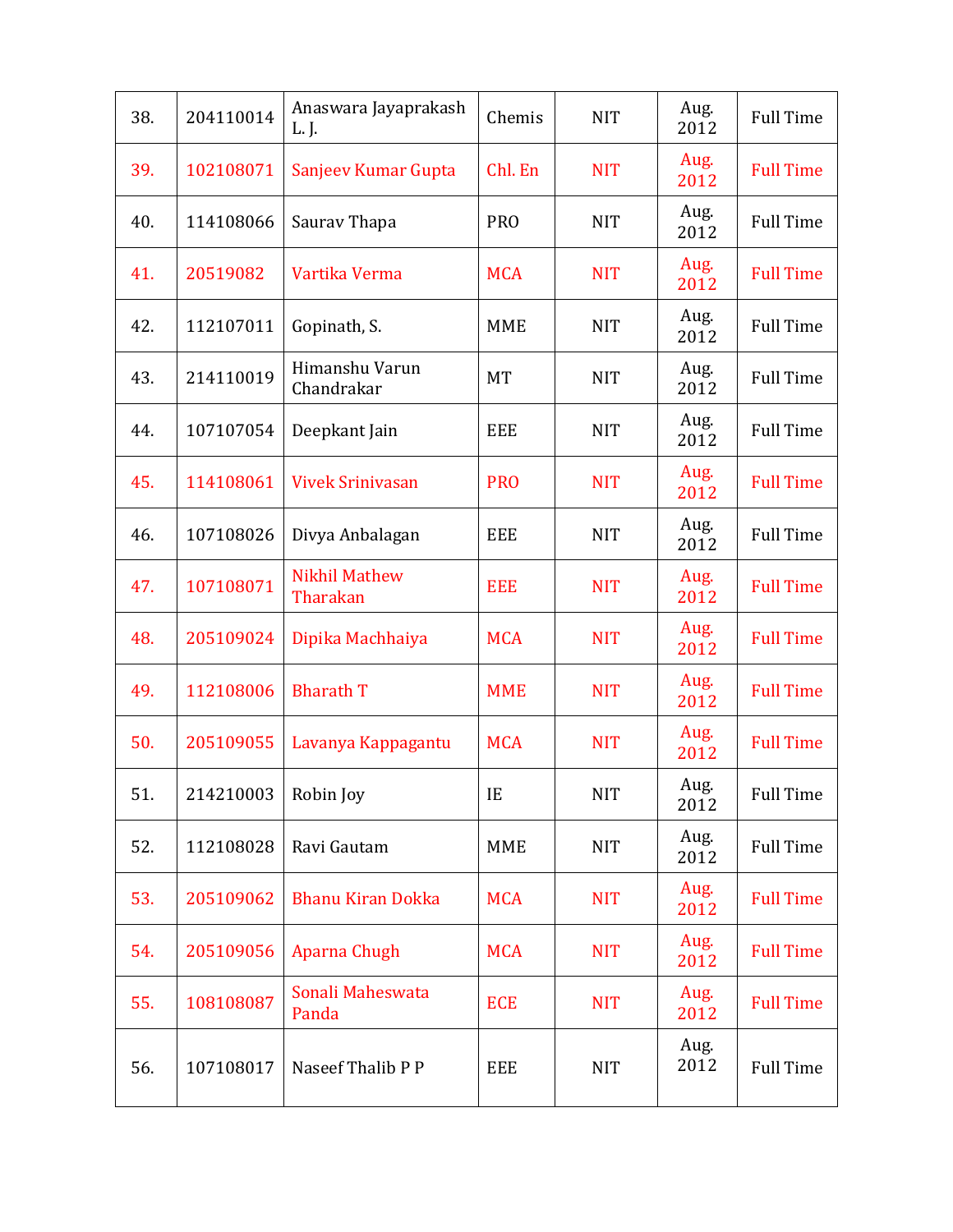| 38. | 204110014 | Anaswara Jayaprakash L. J. | Chemis | NIT | Aug. 2012 | Full Time |
|---|---|---|---|---|---|---|
| 39. | 102108071 | Sanjeev Kumar Gupta | Chl. En | NIT | Aug. 2012 | Full Time |
| 40. | 114108066 | Saurav Thapa | PRO | NIT | Aug. 2012 | Full Time |
| 41. | 20519082 | Vartika Verma | MCA | NIT | Aug. 2012 | Full Time |
| 42. | 112107011 | Gopinath, S. | MME | NIT | Aug. 2012 | Full Time |
| 43. | 214110019 | Himanshu Varun Chandrakar | MT | NIT | Aug. 2012 | Full Time |
| 44. | 107107054 | Deepkant Jain | EEE | NIT | Aug. 2012 | Full Time |
| 45. | 114108061 | Vivek Srinivasan | PRO | NIT | Aug. 2012 | Full Time |
| 46. | 107108026 | Divya Anbalagan | EEE | NIT | Aug. 2012 | Full Time |
| 47. | 107108071 | Nikhil Mathew Tharakan | EEE | NIT | Aug. 2012 | Full Time |
| 48. | 205109024 | Dipika Machhaiya | MCA | NIT | Aug. 2012 | Full Time |
| 49. | 112108006 | Bharath T | MME | NIT | Aug. 2012 | Full Time |
| 50. | 205109055 | Lavanya Kappagantu | MCA | NIT | Aug. 2012 | Full Time |
| 51. | 214210003 | Robin Joy | IE | NIT | Aug. 2012 | Full Time |
| 52. | 112108028 | Ravi Gautam | MME | NIT | Aug. 2012 | Full Time |
| 53. | 205109062 | Bhanu Kiran Dokka | MCA | NIT | Aug. 2012 | Full Time |
| 54. | 205109056 | Aparna Chugh | MCA | NIT | Aug. 2012 | Full Time |
| 55. | 108108087 | Sonali Maheswata Panda | ECE | NIT | Aug. 2012 | Full Time |
| 56. | 107108017 | Naseef Thalib P P | EEE | NIT | Aug. 2012 | Full Time |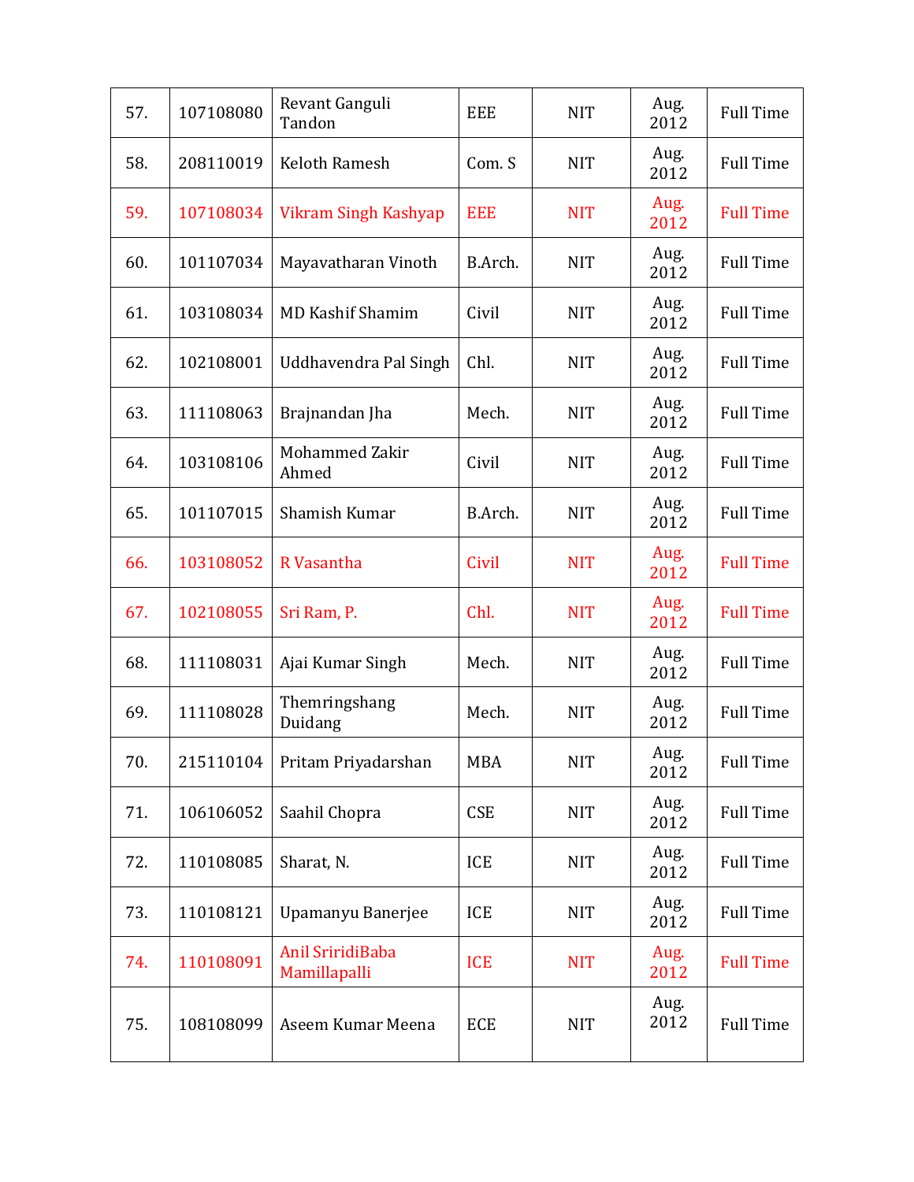| | | | | | | |
|---|---|---|---|---|---|---|
| 57. | 107108080 | Revant Ganguli Tandon | EEE | NIT | Aug. 2012 | Full Time |
| 58. | 208110019 | Keloth Ramesh | Com. S | NIT | Aug. 2012 | Full Time |
| 59. | 107108034 | Vikram Singh Kashyap | EEE | NIT | Aug. 2012 | Full Time |
| 60. | 101107034 | Mayavatharan Vinoth | B.Arch. | NIT | Aug. 2012 | Full Time |
| 61. | 103108034 | MD Kashif Shamim | Civil | NIT | Aug. 2012 | Full Time |
| 62. | 102108001 | Uddhavendra Pal Singh | Chl. | NIT | Aug. 2012 | Full Time |
| 63. | 111108063 | Brajnandan Jha | Mech. | NIT | Aug. 2012 | Full Time |
| 64. | 103108106 | Mohammed Zakir Ahmed | Civil | NIT | Aug. 2012 | Full Time |
| 65. | 101107015 | Shamish Kumar | B.Arch. | NIT | Aug. 2012 | Full Time |
| 66. | 103108052 | R Vasantha | Civil | NIT | Aug. 2012 | Full Time |
| 67. | 102108055 | Sri Ram, P. | Chl. | NIT | Aug. 2012 | Full Time |
| 68. | 111108031 | Ajai Kumar Singh | Mech. | NIT | Aug. 2012 | Full Time |
| 69. | 111108028 | Themringshang Duidang | Mech. | NIT | Aug. 2012 | Full Time |
| 70. | 215110104 | Pritam Priyadarshan | MBA | NIT | Aug. 2012 | Full Time |
| 71. | 106106052 | Saahil Chopra | CSE | NIT | Aug. 2012 | Full Time |
| 72. | 110108085 | Sharat, N. | ICE | NIT | Aug. 2012 | Full Time |
| 73. | 110108121 | Upamanyu Banerjee | ICE | NIT | Aug. 2012 | Full Time |
| 74. | 110108091 | Anil SriridiBaba Mamillapalli | ICE | NIT | Aug. 2012 | Full Time |
| 75. | 108108099 | Aseem Kumar Meena | ECE | NIT | Aug. 2012 | Full Time |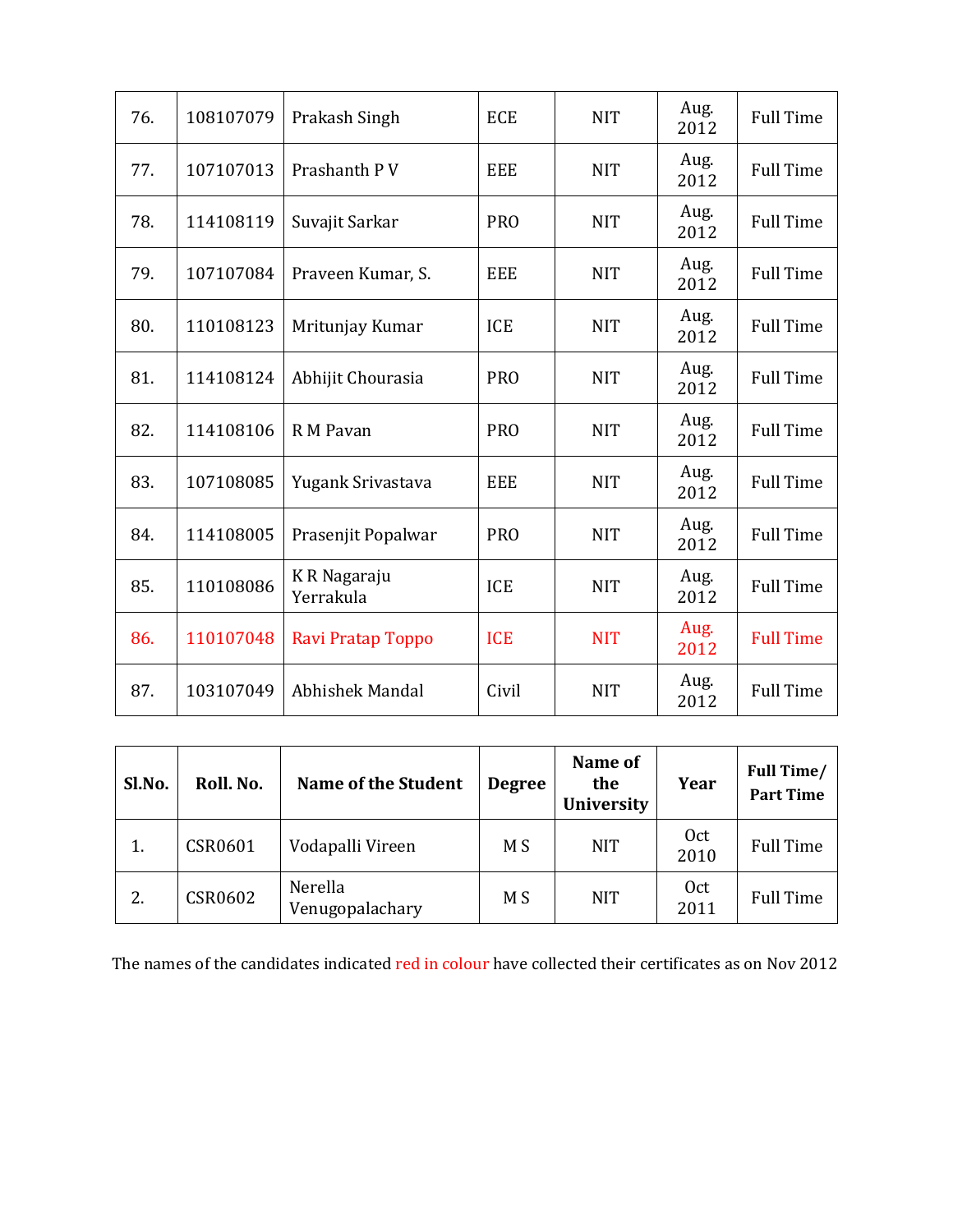| | | | | | | |
|---|---|---|---|---|---|---|
| 76. | 108107079 | Prakash Singh | ECE | NIT | Aug. 2012 | Full Time |
| 77. | 107107013 | Prashanth P V | EEE | NIT | Aug. 2012 | Full Time |
| 78. | 114108119 | Suvajit Sarkar | PRO | NIT | Aug. 2012 | Full Time |
| 79. | 107107084 | Praveen Kumar, S. | EEE | NIT | Aug. 2012 | Full Time |
| 80. | 110108123 | Mritunjay Kumar | ICE | NIT | Aug. 2012 | Full Time |
| 81. | 114108124 | Abhijit Chourasia | PRO | NIT | Aug. 2012 | Full Time |
| 82. | 114108106 | R M Pavan | PRO | NIT | Aug. 2012 | Full Time |
| 83. | 107108085 | Yugank Srivastava | EEE | NIT | Aug. 2012 | Full Time |
| 84. | 114108005 | Prasenjit Popalwar | PRO | NIT | Aug. 2012 | Full Time |
| 85. | 110108086 | K R Nagaraju Yerrakula | ICE | NIT | Aug. 2012 | Full Time |
| 86. | 110107048 | Ravi Pratap Toppo | ICE | NIT | Aug. 2012 | Full Time |
| 87. | 103107049 | Abhishek Mandal | Civil | NIT | Aug. 2012 | Full Time |

| Sl.No. | Roll. No. | Name of the Student | Degree | Name of the University | Year | Full Time/ Part Time |
|---|---|---|---|---|---|---|
| 1. | CSR0601 | Vodapalli Vireen | M S | NIT | Oct 2010 | Full Time |
| 2. | CSR0602 | Nerella Venugopalachary | M S | NIT | Oct 2011 | Full Time |

The names of the candidates indicated red in colour have collected their certificates as on Nov 2012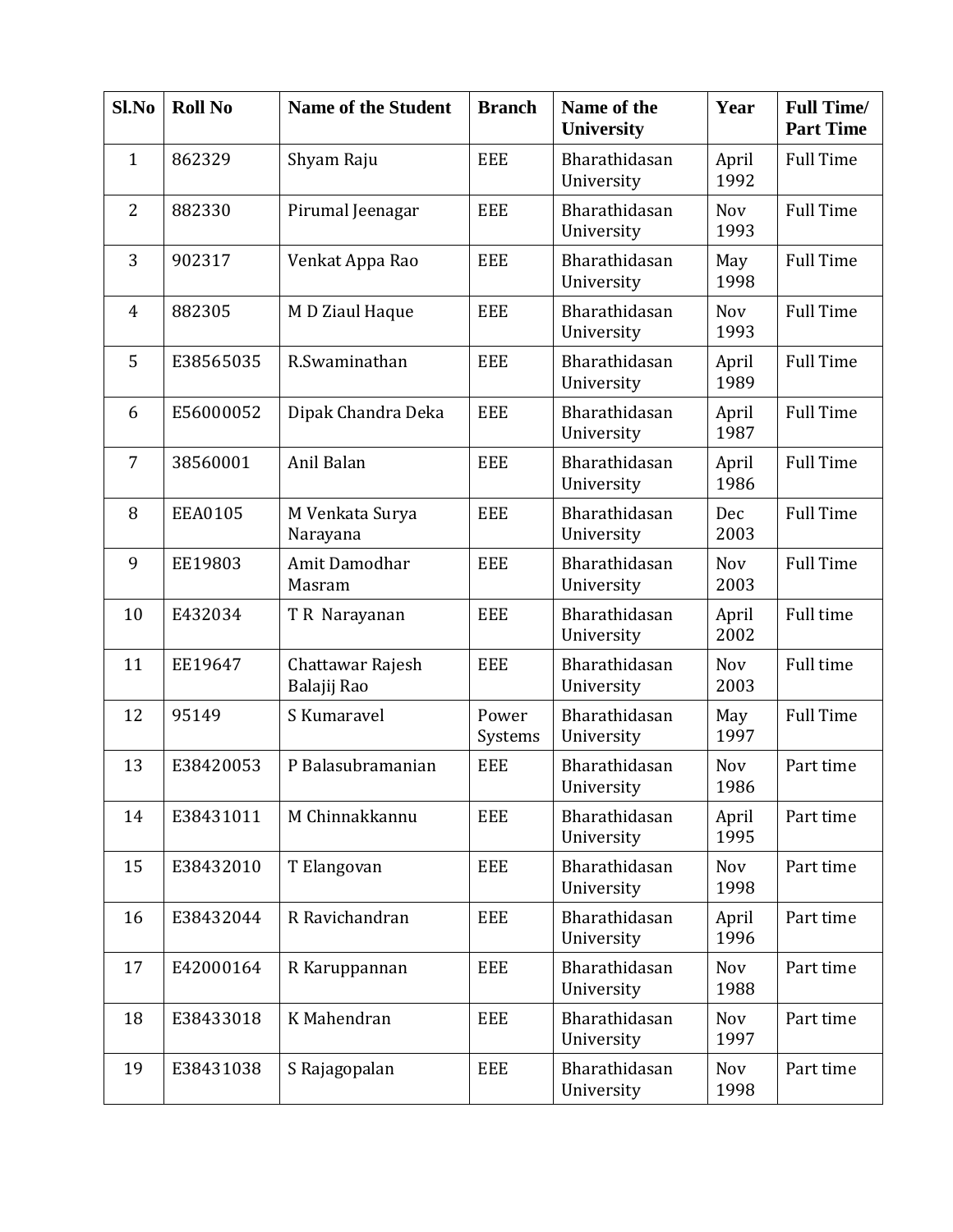| Sl.No | Roll No | Name of the Student | Branch | Name of the University | Year | Full Time/ Part Time |
|---|---|---|---|---|---|---|
| 1 | 862329 | Shyam Raju | EEE | Bharathidasan University | April 1992 | Full Time |
| 2 | 882330 | Pirumal Jeenagar | EEE | Bharathidasan University | Nov 1993 | Full Time |
| 3 | 902317 | Venkat Appa Rao | EEE | Bharathidasan University | May 1998 | Full Time |
| 4 | 882305 | M D Ziaul Haque | EEE | Bharathidasan University | Nov 1993 | Full Time |
| 5 | E38565035 | R.Swaminathan | EEE | Bharathidasan University | April 1989 | Full Time |
| 6 | E56000052 | Dipak Chandra Deka | EEE | Bharathidasan University | April 1987 | Full Time |
| 7 | 38560001 | Anil Balan | EEE | Bharathidasan University | April 1986 | Full Time |
| 8 | EEA0105 | M Venkata Surya Narayana | EEE | Bharathidasan University | Dec 2003 | Full Time |
| 9 | EE19803 | Amit Damodhar Masram | EEE | Bharathidasan University | Nov 2003 | Full Time |
| 10 | E432034 | T R Narayanan | EEE | Bharathidasan University | April 2002 | Full time |
| 11 | EE19647 | Chattawar Rajesh Balajij Rao | EEE | Bharathidasan University | Nov 2003 | Full time |
| 12 | 95149 | S Kumaravel | Power Systems | Bharathidasan University | May 1997 | Full Time |
| 13 | E38420053 | P Balasubramanian | EEE | Bharathidasan University | Nov 1986 | Part time |
| 14 | E38431011 | M Chinnakkannu | EEE | Bharathidasan University | April 1995 | Part time |
| 15 | E38432010 | T Elangovan | EEE | Bharathidasan University | Nov 1998 | Part time |
| 16 | E38432044 | R Ravichandran | EEE | Bharathidasan University | April 1996 | Part time |
| 17 | E42000164 | R Karuppannan | EEE | Bharathidasan University | Nov 1988 | Part time |
| 18 | E38433018 | K Mahendran | EEE | Bharathidasan University | Nov 1997 | Part time |
| 19 | E38431038 | S Rajagopalan | EEE | Bharathidasan University | Nov 1998 | Part time |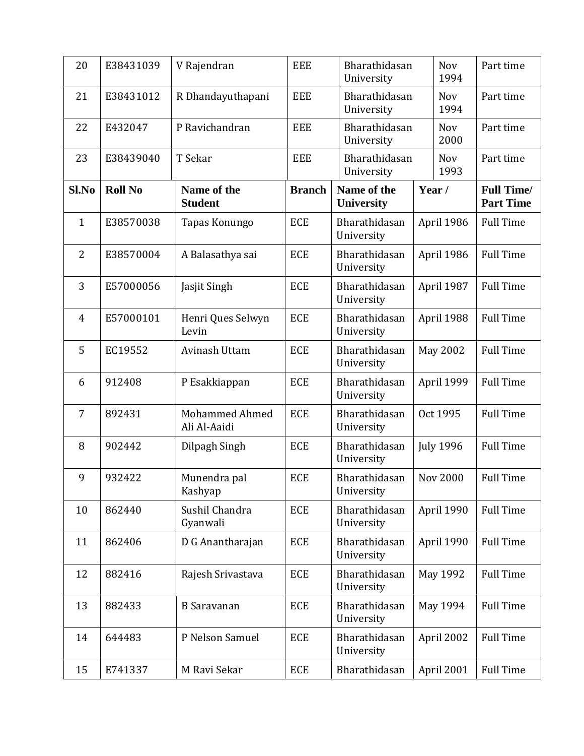| 20 | E38431039 | V Rajendran | EEE | Bharathidasan University | Nov 1994 | Part time |
|---|---|---|---|---|---|---|
| 21 | E38431012 | R Dhandayuthapani | EEE | Bharathidasan University | Nov 1994 | Part time |
| 22 | E432047 | P Ravichandran | EEE | Bharathidasan University | Nov 2000 | Part time |
| 23 | E38439040 | T Sekar | EEE | Bharathidasan University | Nov 1993 | Part time |

| Sl.No | Roll No | Name of the Student | Branch | Name of the University | Year / | Full Time/ Part Time |
|---|---|---|---|---|---|---|
| 1 | E38570038 | Tapas Konungo | ECE | Bharathidasan University | April 1986 | Full Time |
| 2 | E38570004 | A Balasathya sai | ECE | Bharathidasan University | April 1986 | Full Time |
| 3 | E57000056 | Jasjit Singh | ECE | Bharathidasan University | April 1987 | Full Time |
| 4 | E57000101 | Henri Ques Selwyn Levin | ECE | Bharathidasan University | April 1988 | Full Time |
| 5 | EC19552 | Avinash Uttam | ECE | Bharathidasan University | May 2002 | Full Time |
| 6 | 912408 | P Esakkiappan | ECE | Bharathidasan University | April 1999 | Full Time |
| 7 | 892431 | Mohammed Ahmed Ali Al-Aaidi | ECE | Bharathidasan University | Oct 1995 | Full Time |
| 8 | 902442 | Dilpagh Singh | ECE | Bharathidasan University | July 1996 | Full Time |
| 9 | 932422 | Munendra pal Kashyap | ECE | Bharathidasan University | Nov 2000 | Full Time |
| 10 | 862440 | Sushil Chandra Gyanwali | ECE | Bharathidasan University | April 1990 | Full Time |
| 11 | 862406 | D G Anantharajan | ECE | Bharathidasan University | April 1990 | Full Time |
| 12 | 882416 | Rajesh Srivastava | ECE | Bharathidasan University | May 1992 | Full Time |
| 13 | 882433 | B Saravanan | ECE | Bharathidasan University | May 1994 | Full Time |
| 14 | 644483 | P Nelson Samuel | ECE | Bharathidasan University | April 2002 | Full Time |
| 15 | E741337 | M Ravi Sekar | ECE | Bharathidasan | April 2001 | Full Time |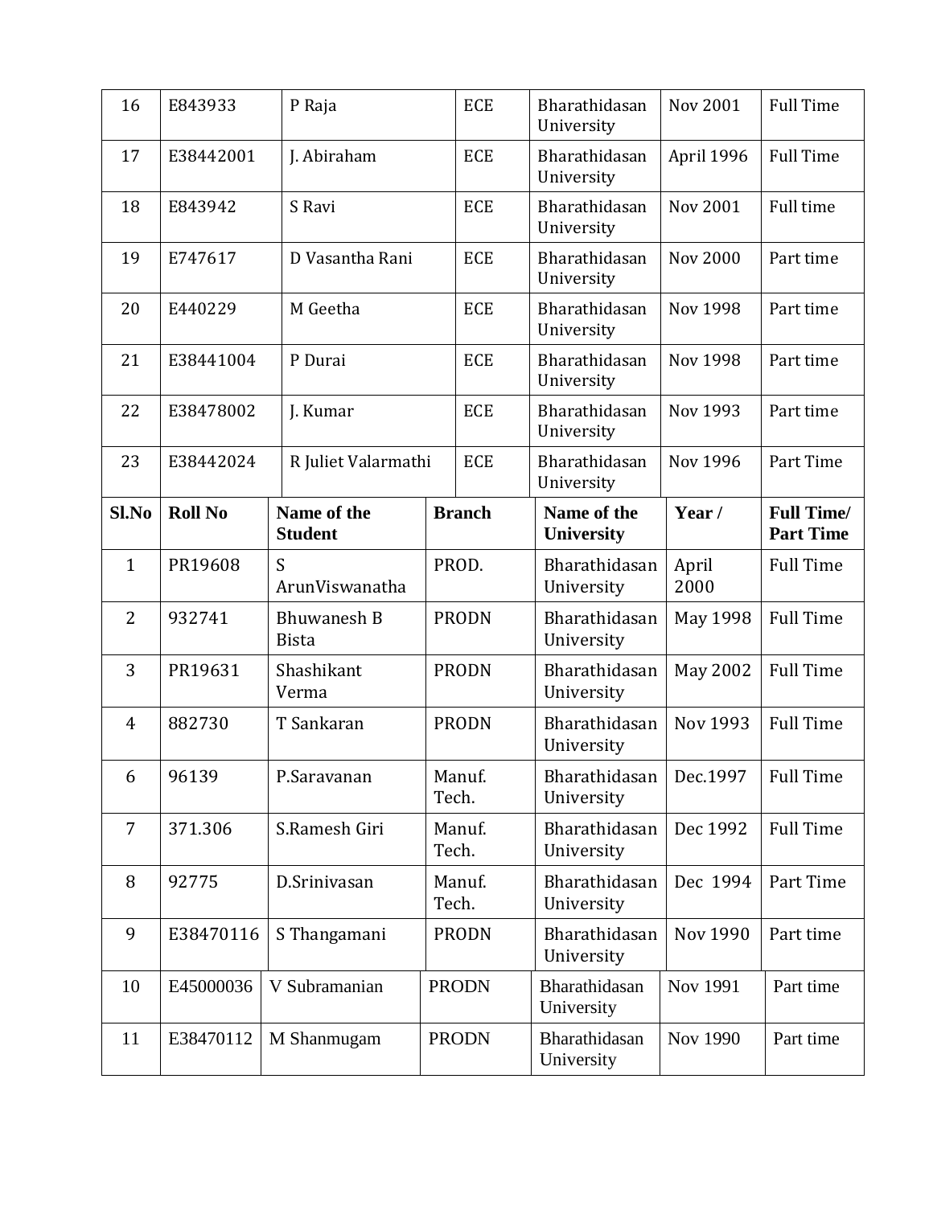| 16 | E843933 | P Raja | ECE | Bharathidasan University | Nov 2001 | Full Time |
|---|---|---|---|---|---|---|
| 17 | E38442001 | J. Abiraham | ECE | Bharathidasan University | April 1996 | Full Time |
| 18 | E843942 | S Ravi | ECE | Bharathidasan University | Nov 2001 | Full time |
| 19 | E747617 | D Vasantha Rani | ECE | Bharathidasan University | Nov 2000 | Part time |
| 20 | E440229 | M Geetha | ECE | Bharathidasan University | Nov 1998 | Part time |
| 21 | E38441004 | P Durai | ECE | Bharathidasan University | Nov 1998 | Part time |
| 22 | E38478002 | J. Kumar | ECE | Bharathidasan University | Nov 1993 | Part time |
| 23 | E38442024 | R Juliet Valarmathi | ECE | Bharathidasan University | Nov 1996 | Part Time |

| Sl.No | Roll No | Name of the Student | Branch | Name of the University | Year / | Full Time/ Part Time |
|---|---|---|---|---|---|---|
| 1 | PR19608 | S ArunViswanatha | PROD. | Bharathidasan University | April 2000 | Full Time |
| 2 | 932741 | Bhuwanesh B Bista | PRODN | Bharathidasan University | May 1998 | Full Time |
| 3 | PR19631 | Shashikant Verma | PRODN | Bharathidasan University | May 2002 | Full Time |
| 4 | 882730 | T Sankaran | PRODN | Bharathidasan University | Nov 1993 | Full Time |
| 6 | 96139 | P.Saravanan | Manuf. Tech. | Bharathidasan University | Dec.1997 | Full Time |
| 7 | 371.306 | S.Ramesh Giri | Manuf. Tech. | Bharathidasan University | Dec 1992 | Full Time |
| 8 | 92775 | D.Srinivasan | Manuf. Tech. | Bharathidasan University | Dec 1994 | Part Time |
| 9 | E38470116 | S Thangamani | PRODN | Bharathidasan University | Nov 1990 | Part time |
| 10 | E45000036 | V Subramanian | PRODN | Bharathidasan University | Nov 1991 | Part time |
| 11 | E38470112 | M Shanmugam | PRODN | Bharathidasan University | Nov 1990 | Part time |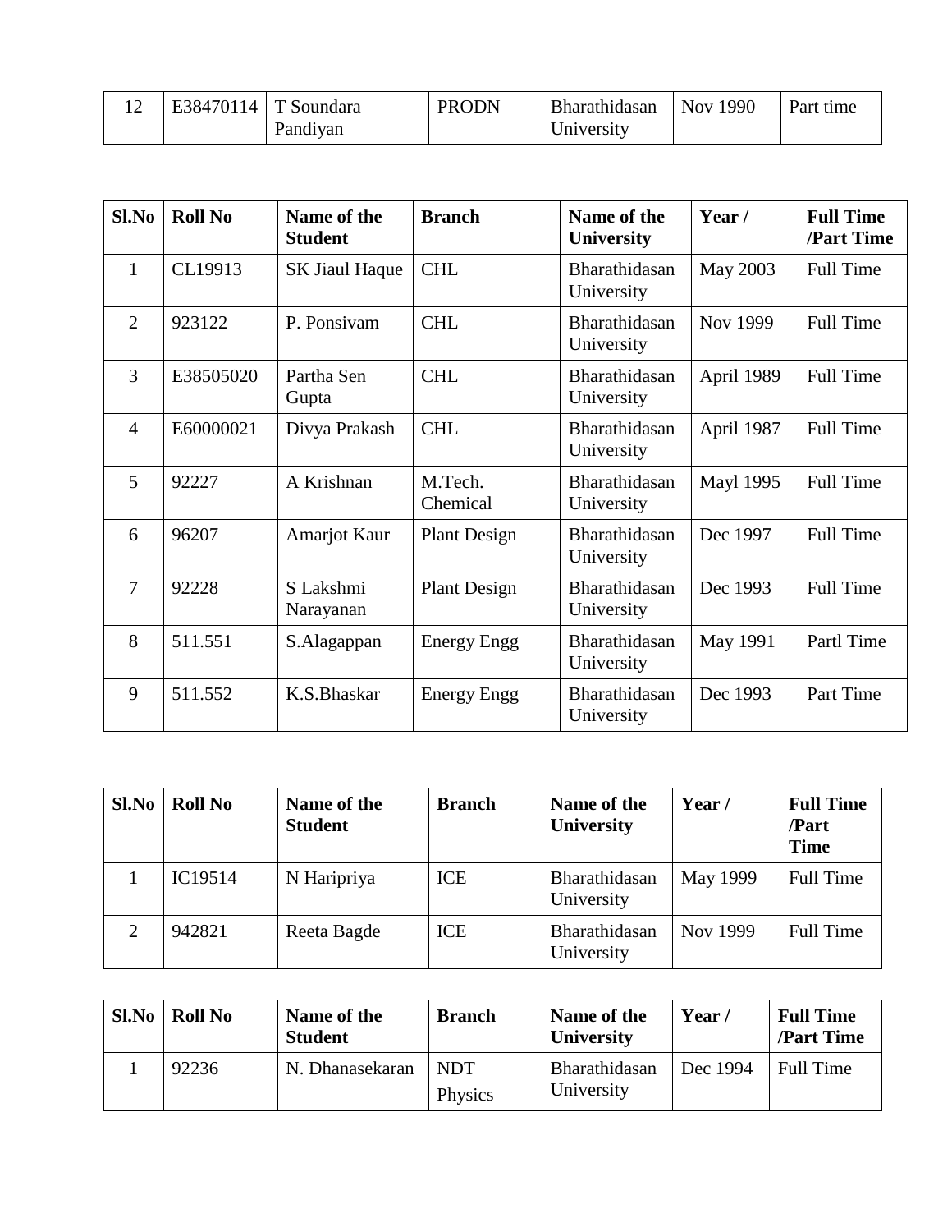| 12 | E38470114 | T Soundara Pandiyan | PRODN | Bharathidasan University | Nov 1990 | Part time |
|---|---|---|---|---|---|---|

| **Sl.No** | **Roll No** | **Name of the Student** | **Branch** | **Name of the University** | **Year /** | **Full Time /Part Time** |
|---|---|---|---|---|---|---|
| 1 | CL19913 | SK Jiaul Haque | CHL | Bharathidasan University | May 2003 | Full Time |
| 2 | 923122 | P. Ponsivam | CHL | Bharathidasan University | Nov 1999 | Full Time |
| 3 | E38505020 | Partha Sen Gupta | CHL | Bharathidasan University | April 1989 | Full Time |
| 4 | E60000021 | Divya Prakash | CHL | Bharathidasan University | April 1987 | Full Time |
| 5 | 92227 | A Krishnan | M.Tech. Chemical | Bharathidasan University | Mayl 1995 | Full Time |
| 6 | 96207 | Amarjot Kaur | Plant Design | Bharathidasan University | Dec 1997 | Full Time |
| 7 | 92228 | S Lakshmi Narayanan | Plant Design | Bharathidasan University | Dec 1993 | Full Time |
| 8 | 511.551 | S.Alagappan | Energy Engg | Bharathidasan University | May 1991 | Partl Time |
| 9 | 511.552 | K.S.Bhaskar | Energy Engg | Bharathidasan University | Dec 1993 | Part Time |

| **Sl.No** | **Roll No** | **Name of the Student** | **Branch** | **Name of the University** | **Year /** | **Full Time /Part Time** |
|---|---|---|---|---|---|---|
| 1 | IC19514 | N Haripriya | ICE | Bharathidasan University | May 1999 | Full Time |
| 2 | 942821 | Reeta Bagde | ICE | Bharathidasan University | Nov 1999 | Full Time |

| **Sl.No** | **Roll No** | **Name of the Student** | **Branch** | **Name of the University** | **Year /** | **Full Time /Part Time** |
|---|---|---|---|---|---|---|
| 1 | 92236 | N. Dhanasekaran | NDT Physics | Bharathidasan University | Dec 1994 | Full Time |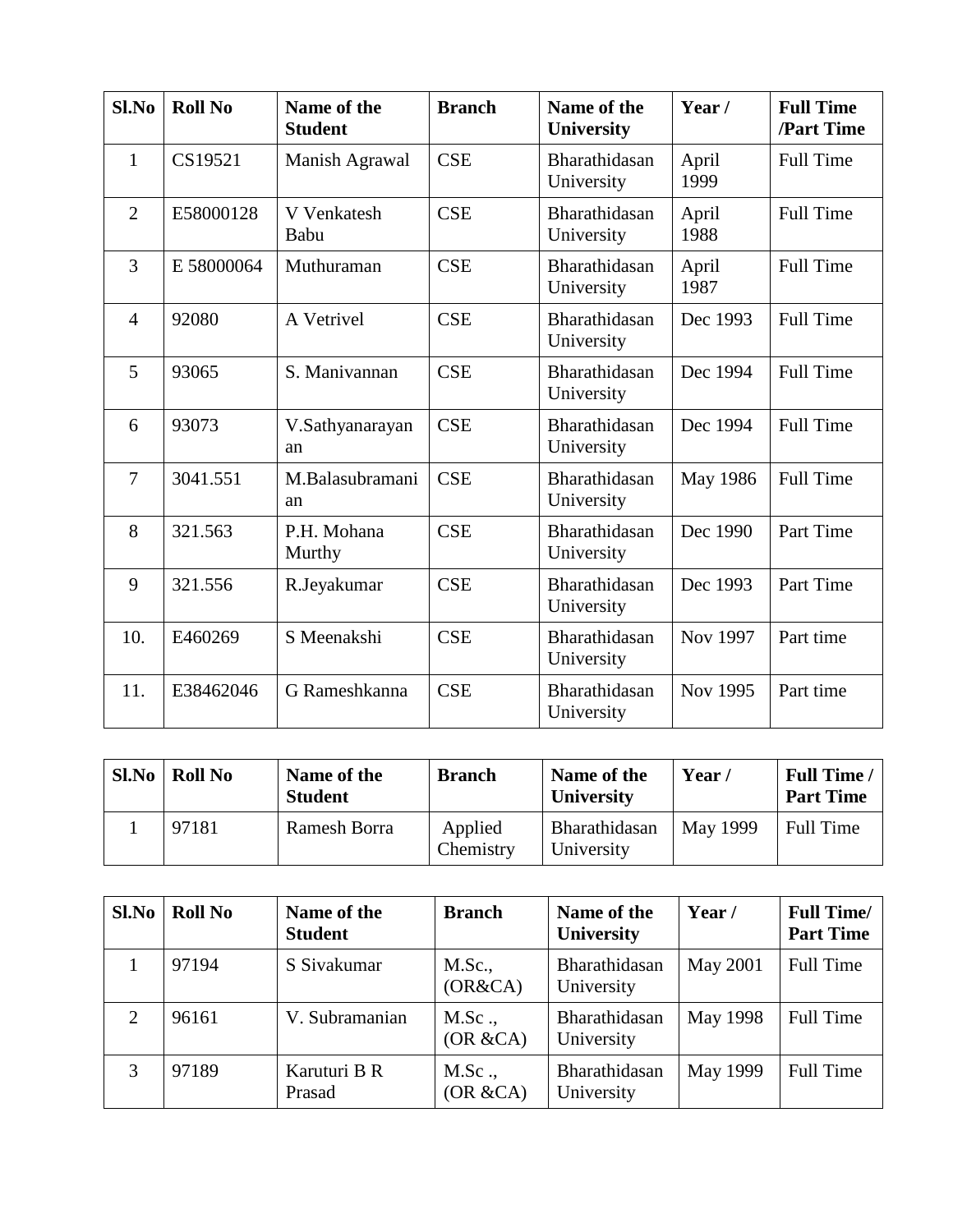| Sl.No | Roll No | Name of the Student | Branch | Name of the University | Year / | Full Time /Part Time |
|---|---|---|---|---|---|---|
| 1 | CS19521 | Manish Agrawal | CSE | Bharathidasan University | April 1999 | Full Time |
| 2 | E58000128 | V Venkatesh Babu | CSE | Bharathidasan University | April 1988 | Full Time |
| 3 | E 58000064 | Muthuraman | CSE | Bharathidasan University | April 1987 | Full Time |
| 4 | 92080 | A Vetrivel | CSE | Bharathidasan University | Dec 1993 | Full Time |
| 5 | 93065 | S. Manivannan | CSE | Bharathidasan University | Dec 1994 | Full Time |
| 6 | 93073 | V.Sathyanarayanan | CSE | Bharathidasan University | Dec 1994 | Full Time |
| 7 | 3041.551 | M.Balasubramanian | CSE | Bharathidasan University | May 1986 | Full Time |
| 8 | 321.563 | P.H. Mohana Murthy | CSE | Bharathidasan University | Dec 1990 | Part Time |
| 9 | 321.556 | R.Jeyakumar | CSE | Bharathidasan University | Dec 1993 | Part Time |
| 10. | E460269 | S Meenakshi | CSE | Bharathidasan University | Nov 1997 | Part time |
| 11. | E38462046 | G Rameshkanna | CSE | Bharathidasan University | Nov 1995 | Part time |

| Sl.No | Roll No | Name of the Student | Branch | Name of the University | Year / | Full Time / Part Time |
|---|---|---|---|---|---|---|
| 1 | 97181 | Ramesh Borra | Applied Chemistry | Bharathidasan University | May 1999 | Full Time |

| Sl.No | Roll No | Name of the Student | Branch | Name of the University | Year / | Full Time/ Part Time |
|---|---|---|---|---|---|---|
| 1 | 97194 | S Sivakumar | M.Sc., (OR&CA) | Bharathidasan University | May 2001 | Full Time |
| 2 | 96161 | V. Subramanian | M.Sc ., (OR &CA) | Bharathidasan University | May 1998 | Full Time |
| 3 | 97189 | Karuturi B R Prasad | M.Sc ., (OR &CA) | Bharathidasan University | May 1999 | Full Time |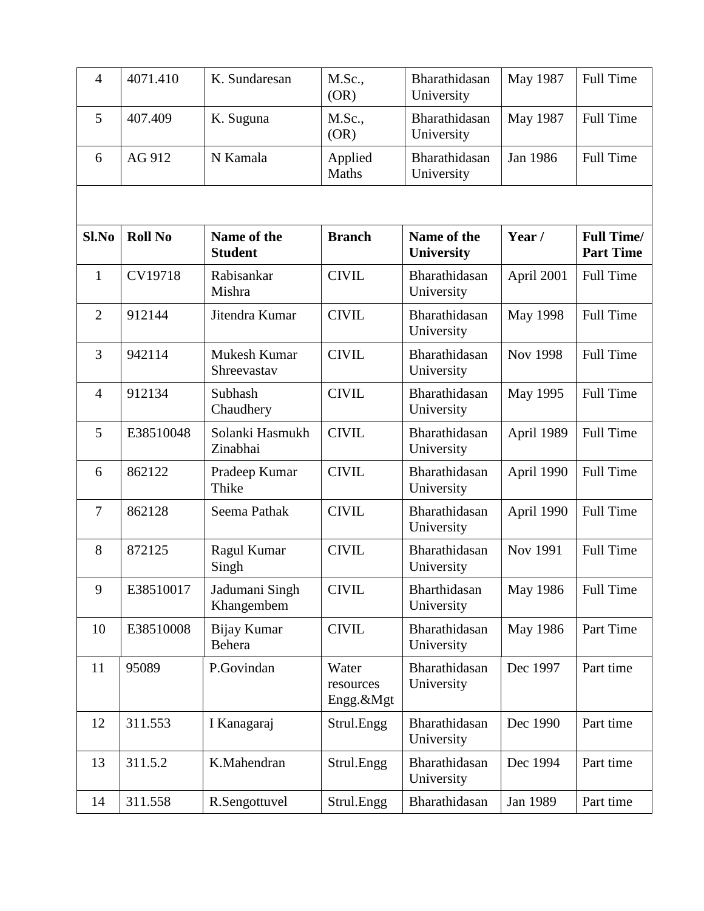| 4 | 4071.410 | K. Sundaresan | M.Sc., (OR) | Bharathidasan University | May 1987 | Full Time |
|---|---|---|---|---|---|---|
| 5 | 407.409 | K. Suguna | M.Sc., (OR) | Bharathidasan University | May 1987 | Full Time |
| 6 | AG 912 | N Kamala | Applied Maths | Bharathidasan University | Jan 1986 | Full Time |

| Sl.No | Roll No | Name of the Student | Branch | Name of the University | Year / | Full Time/ Part Time |
|---|---|---|---|---|---|---|
| 1 | CV19718 | Rabisankar Mishra | CIVIL | Bharathidasan University | April 2001 | Full Time |
| 2 | 912144 | Jitendra Kumar | CIVIL | Bharathidasan University | May 1998 | Full Time |
| 3 | 942114 | Mukesh Kumar Shreevastav | CIVIL | Bharathidasan University | Nov 1998 | Full Time |
| 4 | 912134 | Subhash Chaudhery | CIVIL | Bharathidasan University | May 1995 | Full Time |
| 5 | E38510048 | Solanki Hasmukh Zinabhai | CIVIL | Bharathidasan University | April 1989 | Full Time |
| 6 | 862122 | Pradeep Kumar Thike | CIVIL | Bharathidasan University | April 1990 | Full Time |
| 7 | 862128 | Seema Pathak | CIVIL | Bharathidasan University | April 1990 | Full Time |
| 8 | 872125 | Ragul Kumar Singh | CIVIL | Bharathidasan University | Nov 1991 | Full Time |
| 9 | E38510017 | Jadumani Singh Khangembem | CIVIL | Bharthidasan University | May 1986 | Full Time |
| 10 | E38510008 | Bijay Kumar Behera | CIVIL | Bharathidasan University | May 1986 | Part Time |
| 11 | 95089 | P.Govindan | Water resources Engg.&Mgt | Bharathidasan University | Dec 1997 | Part time |
| 12 | 311.553 | I Kanagaraj | Strul.Engg | Bharathidasan University | Dec 1990 | Part time |
| 13 | 311.5.2 | K.Mahendran | Strul.Engg | Bharathidasan University | Dec 1994 | Part time |
| 14 | 311.558 | R.Sengottuvel | Strul.Engg | Bharathidasan | Jan 1989 | Part time |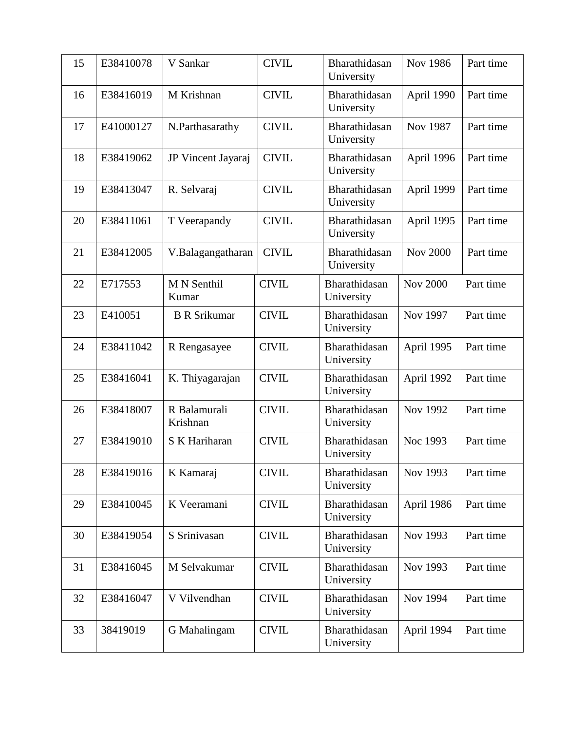| 15 | E38410078 | V Sankar | CIVIL | Bharathidasan University | Nov 1986 | Part time |
|---|---|---|---|---|---|---|
| 16 | E38416019 | M Krishnan | CIVIL | Bharathidasan University | April 1990 | Part time |
| 17 | E41000127 | N.Parthasarathy | CIVIL | Bharathidasan University | Nov 1987 | Part time |
| 18 | E38419062 | JP Vincent Jayaraj | CIVIL | Bharathidasan University | April 1996 | Part time |
| 19 | E38413047 | R. Selvaraj | CIVIL | Bharathidasan University | April 1999 | Part time |
| 20 | E38411061 | T Veerapandy | CIVIL | Bharathidasan University | April 1995 | Part time |
| 21 | E38412005 | V.Balagangatharan | CIVIL | Bharathidasan University | Nov 2000 | Part time |
| 22 | E717553 | M N Senthil Kumar | CIVIL | Bharathidasan University | Nov 2000 | Part time |
| 23 | E410051 | B R Srikumar | CIVIL | Bharathidasan University | Nov 1997 | Part time |
| 24 | E38411042 | R Rengasayee | CIVIL | Bharathidasan University | April 1995 | Part time |
| 25 | E38416041 | K. Thiyagarajan | CIVIL | Bharathidasan University | April 1992 | Part time |
| 26 | E38418007 | R Balamurali Krishnan | CIVIL | Bharathidasan University | Nov 1992 | Part time |
| 27 | E38419010 | S K Hariharan | CIVIL | Bharathidasan University | Noc 1993 | Part time |
| 28 | E38419016 | K Kamaraj | CIVIL | Bharathidasan University | Nov 1993 | Part time |
| 29 | E38410045 | K Veeramani | CIVIL | Bharathidasan University | April 1986 | Part time |
| 30 | E38419054 | S Srinivasan | CIVIL | Bharathidasan University | Nov 1993 | Part time |
| 31 | E38416045 | M Selvakumar | CIVIL | Bharathidasan University | Nov 1993 | Part time |
| 32 | E38416047 | V Vilvendhan | CIVIL | Bharathidasan University | Nov 1994 | Part time |
| 33 | 38419019 | G Mahalingam | CIVIL | Bharathidasan University | April 1994 | Part time |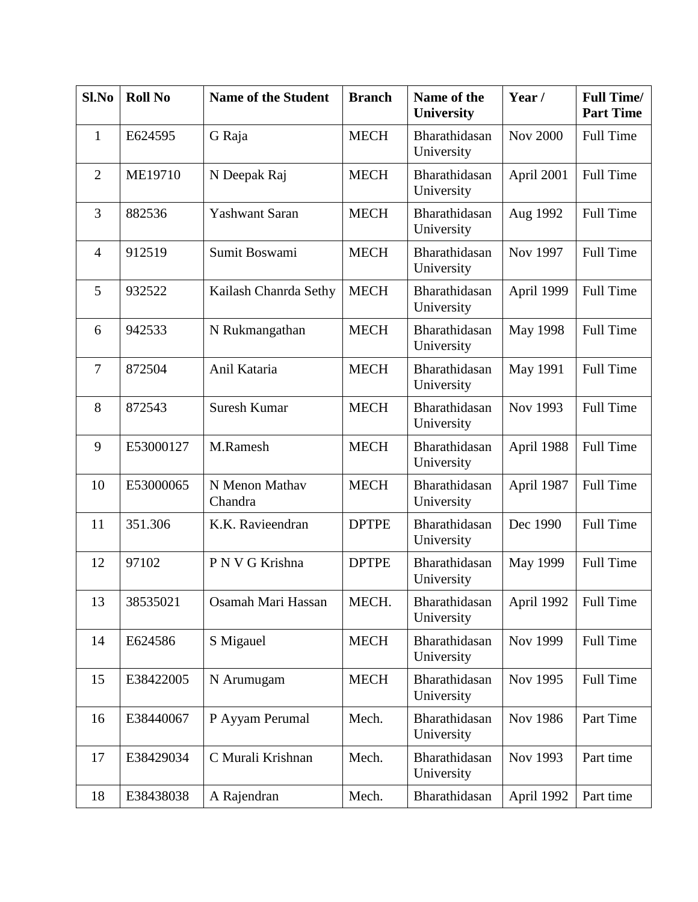| Sl.No | Roll No | Name of the Student | Branch | Name of the University | Year / | Full Time/ Part Time |
|---|---|---|---|---|---|---|
| 1 | E624595 | G Raja | MECH | Bharathidasan University | Nov 2000 | Full Time |
| 2 | ME19710 | N Deepak Raj | MECH | Bharathidasan University | April 2001 | Full Time |
| 3 | 882536 | Yashwant Saran | MECH | Bharathidasan University | Aug 1992 | Full Time |
| 4 | 912519 | Sumit Boswami | MECH | Bharathidasan University | Nov 1997 | Full Time |
| 5 | 932522 | Kailash Chanrda Sethy | MECH | Bharathidasan University | April 1999 | Full Time |
| 6 | 942533 | N Rukmangathan | MECH | Bharathidasan University | May 1998 | Full Time |
| 7 | 872504 | Anil Kataria | MECH | Bharathidasan University | May 1991 | Full Time |
| 8 | 872543 | Suresh Kumar | MECH | Bharathidasan University | Nov 1993 | Full Time |
| 9 | E53000127 | M.Ramesh | MECH | Bharathidasan University | April 1988 | Full Time |
| 10 | E53000065 | N Menon Mathav Chandra | MECH | Bharathidasan University | April 1987 | Full Time |
| 11 | 351.306 | K.K. Ravieendran | DPTPE | Bharathidasan University | Dec 1990 | Full Time |
| 12 | 97102 | P N V G Krishna | DPTPE | Bharathidasan University | May 1999 | Full Time |
| 13 | 38535021 | Osamah Mari Hassan | MECH. | Bharathidasan University | April 1992 | Full Time |
| 14 | E624586 | S Migauel | MECH | Bharathidasan University | Nov 1999 | Full Time |
| 15 | E38422005 | N Arumugam | MECH | Bharathidasan University | Nov 1995 | Full Time |
| 16 | E38440067 | P Ayyam Perumal | Mech. | Bharathidasan University | Nov 1986 | Part Time |
| 17 | E38429034 | C Murali Krishnan | Mech. | Bharathidasan University | Nov 1993 | Part time |
| 18 | E38438038 | A Rajendran | Mech. | Bharathidasan | April 1992 | Part time |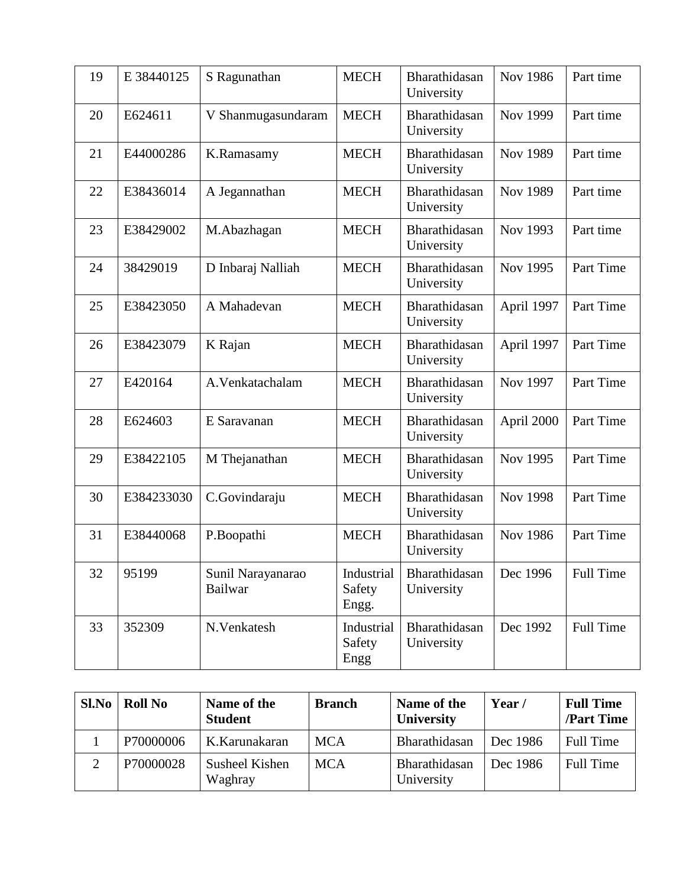| 19 | E 38440125 | S Ragunathan | MECH | Bharathidasan University | Nov 1986 | Part time |
|---|---|---|---|---|---|---|
| 20 | E624611 | V Shanmugasundaram | MECH | Bharathidasan University | Nov 1999 | Part time |
| 21 | E44000286 | K.Ramasamy | MECH | Bharathidasan University | Nov 1989 | Part time |
| 22 | E38436014 | A Jegannathan | MECH | Bharathidasan University | Nov 1989 | Part time |
| 23 | E38429002 | M.Abazhagan | MECH | Bharathidasan University | Nov 1993 | Part time |
| 24 | 38429019 | D Inbaraj Nalliah | MECH | Bharathidasan University | Nov 1995 | Part Time |
| 25 | E38423050 | A Mahadevan | MECH | Bharathidasan University | April 1997 | Part Time |
| 26 | E38423079 | K Rajan | MECH | Bharathidasan University | April 1997 | Part Time |
| 27 | E420164 | A.Venkatachalam | MECH | Bharathidasan University | Nov 1997 | Part Time |
| 28 | E624603 | E Saravanan | MECH | Bharathidasan University | April 2000 | Part Time |
| 29 | E38422105 | M Thejanathan | MECH | Bharathidasan University | Nov 1995 | Part Time |
| 30 | E384233030 | C.Govindaraju | MECH | Bharathidasan University | Nov 1998 | Part Time |
| 31 | E38440068 | P.Boopathi | MECH | Bharathidasan University | Nov 1986 | Part Time |
| 32 | 95199 | Sunil Narayanarao Bailwar | Industrial Safety Engg. | Bharathidasan University | Dec 1996 | Full Time |
| 33 | 352309 | N.Venkatesh | Industrial Safety Engg | Bharathidasan University | Dec 1992 | Full Time |

| Sl.No | Roll No | Name of the Student | Branch | Name of the University | Year / | Full Time /Part Time |
|---|---|---|---|---|---|---|
| 1 | P70000006 | K.Karunakaran | MCA | Bharathidasan | Dec 1986 | Full Time |
| 2 | P70000028 | Susheel Kishen Waghray | MCA | Bharathidasan University | Dec 1986 | Full Time |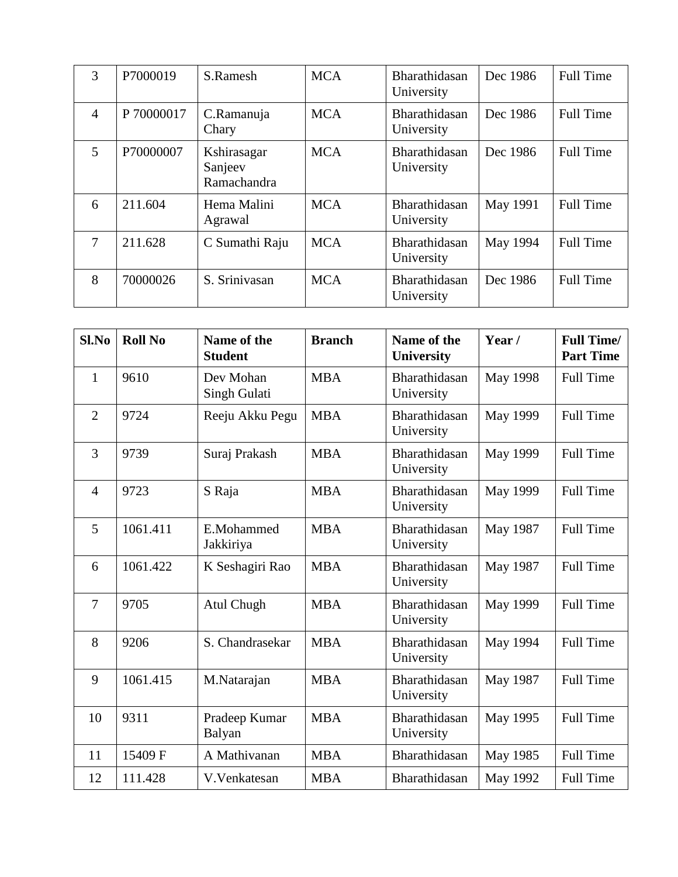| 3 | P7000019 | S.Ramesh | MCA | Bharathidasan University | Dec 1986 | Full Time |
|---|---|---|---|---|---|---|
| 4 | P 70000017 | C.Ramanuja Chary | MCA | Bharathidasan University | Dec 1986 | Full Time |
| 5 | P70000007 | Kshirasagar Sanjeev Ramachandra | MCA | Bharathidasan University | Dec 1986 | Full Time |
| 6 | 211.604 | Hema Malini Agrawal | MCA | Bharathidasan University | May 1991 | Full Time |
| 7 | 211.628 | C Sumathi Raju | MCA | Bharathidasan University | May 1994 | Full Time |
| 8 | 70000026 | S. Srinivasan | MCA | Bharathidasan University | Dec 1986 | Full Time |

| Sl.No | Roll No | Name of the Student | Branch | Name of the University | Year / | Full Time/ Part Time |
|---|---|---|---|---|---|---|
| 1 | 9610 | Dev Mohan Singh Gulati | MBA | Bharathidasan University | May 1998 | Full Time |
| 2 | 9724 | Reeju Akku Pegu | MBA | Bharathidasan University | May 1999 | Full Time |
| 3 | 9739 | Suraj Prakash | MBA | Bharathidasan University | May 1999 | Full Time |
| 4 | 9723 | S Raja | MBA | Bharathidasan University | May 1999 | Full Time |
| 5 | 1061.411 | E.Mohammed Jakkiriya | MBA | Bharathidasan University | May 1987 | Full Time |
| 6 | 1061.422 | K Seshagiri Rao | MBA | Bharathidasan University | May 1987 | Full Time |
| 7 | 9705 | Atul Chugh | MBA | Bharathidasan University | May 1999 | Full Time |
| 8 | 9206 | S. Chandrasekar | MBA | Bharathidasan University | May 1994 | Full Time |
| 9 | 1061.415 | M.Natarajan | MBA | Bharathidasan University | May 1987 | Full Time |
| 10 | 9311 | Pradeep Kumar Balyan | MBA | Bharathidasan University | May 1995 | Full Time |
| 11 | 15409 F | A Mathivanan | MBA | Bharathidasan | May 1985 | Full Time |
| 12 | 111.428 | V.Venkatesan | MBA | Bharathidasan | May 1992 | Full Time |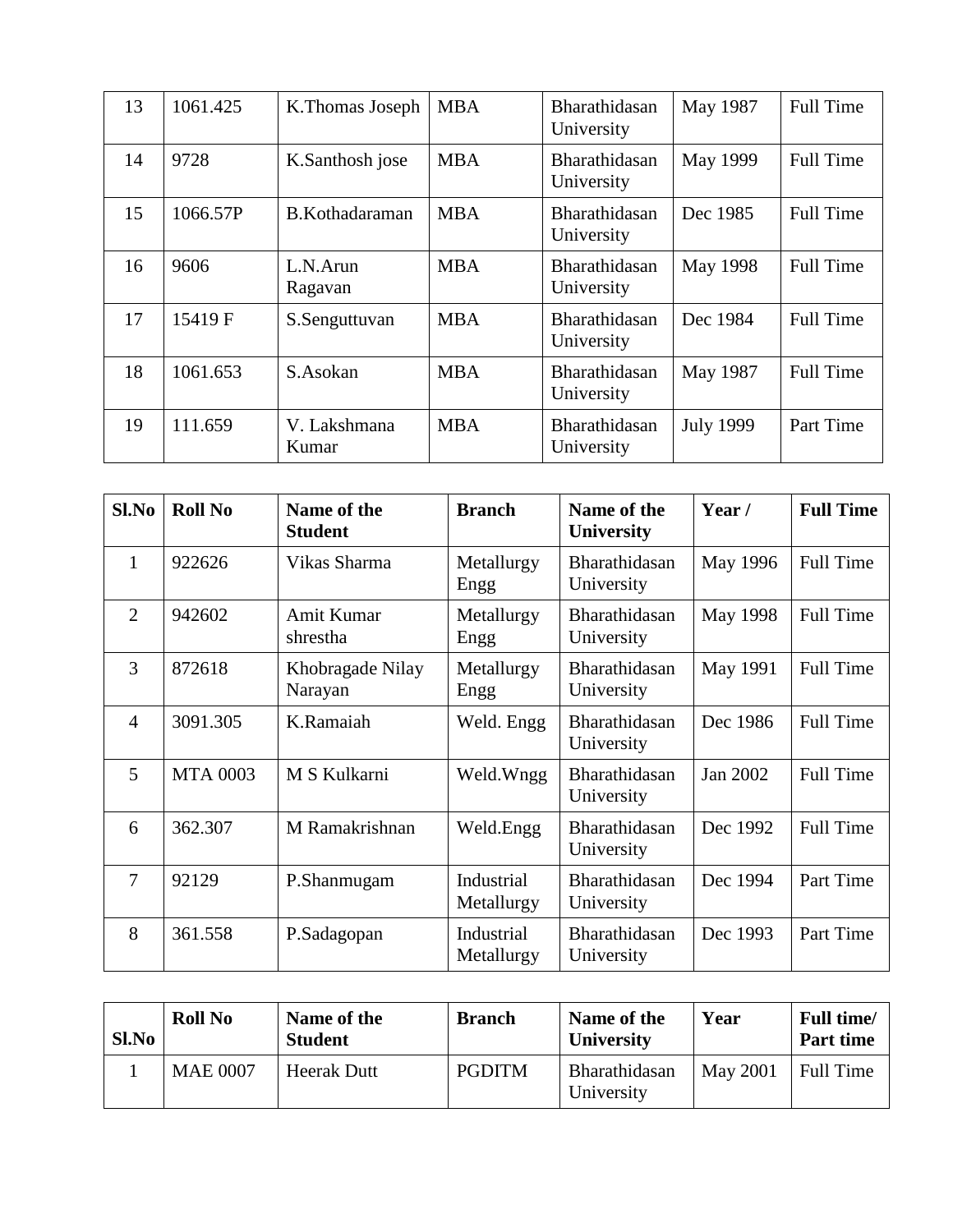| 13 | 1061.425 | K.Thomas Joseph | MBA | Bharathidasan University | May 1987 | Full Time |
|---|---|---|---|---|---|---|
| 14 | 9728 | K.Santhosh jose | MBA | Bharathidasan University | May 1999 | Full Time |
| 15 | 1066.57P | B.Kothadaraman | MBA | Bharathidasan University | Dec 1985 | Full Time |
| 16 | 9606 | L.N.Arun Ragavan | MBA | Bharathidasan University | May 1998 | Full Time |
| 17 | 15419 F | S.Senguttuvan | MBA | Bharathidasan University | Dec 1984 | Full Time |
| 18 | 1061.653 | S.Asokan | MBA | Bharathidasan University | May 1987 | Full Time |
| 19 | 111.659 | V. Lakshmana Kumar | MBA | Bharathidasan University | July 1999 | Part Time |

| **Sl.No** | **Roll No** | **Name of the Student** | **Branch** | **Name of the University** | **Year /** | **Full Time** |
|---|---|---|---|---|---|---|
| 1 | 922626 | Vikas Sharma | Metallurgy Engg | Bharathidasan University | May 1996 | Full Time |
| 2 | 942602 | Amit Kumar shrestha | Metallurgy Engg | Bharathidasan University | May 1998 | Full Time |
| 3 | 872618 | Khobragade Nilay Narayan | Metallurgy Engg | Bharathidasan University | May 1991 | Full Time |
| 4 | 3091.305 | K.Ramaiah | Weld. Engg | Bharathidasan University | Dec 1986 | Full Time |
| 5 | MTA 0003 | M S Kulkarni | Weld.Wngg | Bharathidasan University | Jan 2002 | Full Time |
| 6 | 362.307 | M Ramakrishnan | Weld.Engg | Bharathidasan University | Dec 1992 | Full Time |
| 7 | 92129 | P.Shanmugam | Industrial Metallurgy | Bharathidasan University | Dec 1994 | Part Time |
| 8 | 361.558 | P.Sadagopan | Industrial Metallurgy | Bharathidasan University | Dec 1993 | Part Time |

| **Sl.No** | **Roll No** | **Name of the Student** | **Branch** | **Name of the University** | **Year** | **Full time/ Part time** |
|---|---|---|---|---|---|---|
| 1 | MAE 0007 | Heerak Dutt | PGDITM | Bharathidasan University | May 2001 | Full Time |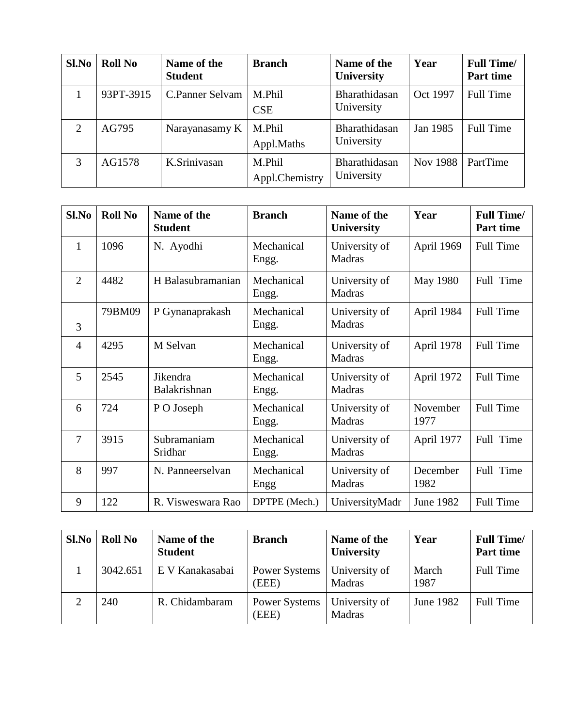| Sl.No | Roll No | Name of the Student | Branch | Name of the University | Year | Full Time/ Part time |
|---|---|---|---|---|---|---|
| 1 | 93PT-3915 | C.Panner Selvam | M.Phil CSE | Bharathidasan University | Oct 1997 | Full Time |
| 2 | AG795 | Narayanasamy K | M.Phil Appl.Maths | Bharathidasan University | Jan 1985 | Full Time |
| 3 | AG1578 | K.Srinivasan | M.Phil Appl.Chemistry | Bharathidasan University | Nov 1988 | PartTime |

| Sl.No | Roll No | Name of the Student | Branch | Name of the University | Year | Full Time/ Part time |
|---|---|---|---|---|---|---|
| 1 | 1096 | N. Ayodhi | Mechanical Engg. | University of Madras | April 1969 | Full Time |
| 2 | 4482 | H Balasubramanian | Mechanical Engg. | University of Madras | May 1980 | Full Time |
| 3 | 79BM09 | P Gynanaprakash | Mechanical Engg. | University of Madras | April 1984 | Full Time |
| 4 | 4295 | M Selvan | Mechanical Engg. | University of Madras | April 1978 | Full Time |
| 5 | 2545 | Jikendra Balakrishnan | Mechanical Engg. | University of Madras | April 1972 | Full Time |
| 6 | 724 | P O Joseph | Mechanical Engg. | University of Madras | November 1977 | Full Time |
| 7 | 3915 | Subramaniam Sridhar | Mechanical Engg. | University of Madras | April 1977 | Full Time |
| 8 | 997 | N. Panneerselvan | Mechanical Engg | University of Madras | December 1982 | Full Time |
| 9 | 122 | R. Visweswara Rao | DPTPE (Mech.) | UniversityMadr | June 1982 | Full Time |

| Sl.No | Roll No | Name of the Student | Branch | Name of the University | Year | Full Time/ Part time |
|---|---|---|---|---|---|---|
| 1 | 3042.651 | E V Kanakasabai | Power Systems (EEE) | University of Madras | March 1987 | Full Time |
| 2 | 240 | R. Chidambaram | Power Systems (EEE) | University of Madras | June 1982 | Full Time |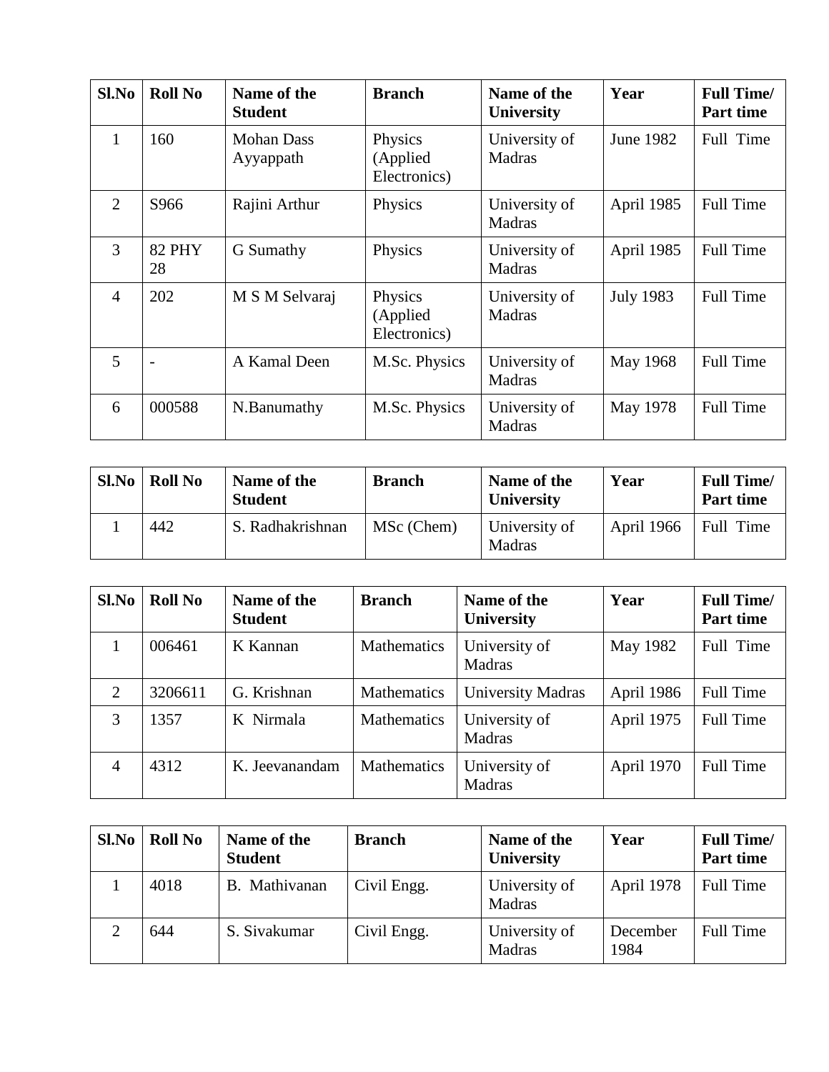| Sl.No | Roll No | Name of the Student | Branch | Name of the University | Year | Full Time/ Part time |
|---|---|---|---|---|---|---|
| 1 | 160 | Mohan Dass Ayyappath | Physics (Applied Electronics) | University of Madras | June 1982 | Full Time |
| 2 | S966 | Rajini Arthur | Physics | University of Madras | April 1985 | Full Time |
| 3 | 82 PHY 28 | G Sumathy | Physics | University of Madras | April 1985 | Full Time |
| 4 | 202 | M S M Selvaraj | Physics (Applied Electronics) | University of Madras | July 1983 | Full Time |
| 5 | - | A Kamal Deen | M.Sc. Physics | University of Madras | May 1968 | Full Time |
| 6 | 000588 | N.Banumathy | M.Sc. Physics | University of Madras | May 1978 | Full Time |

| Sl.No | Roll No | Name of the Student | Branch | Name of the University | Year | Full Time/ Part time |
|---|---|---|---|---|---|---|
| 1 | 442 | S. Radhakrishnan | MSc (Chem) | University of Madras | April 1966 | Full Time |

| Sl.No | Roll No | Name of the Student | Branch | Name of the University | Year | Full Time/ Part time |
|---|---|---|---|---|---|---|
| 1 | 006461 | K Kannan | Mathematics | University of Madras | May 1982 | Full Time |
| 2 | 3206611 | G. Krishnan | Mathematics | University Madras | April 1986 | Full Time |
| 3 | 1357 | K Nirmala | Mathematics | University of Madras | April 1975 | Full Time |
| 4 | 4312 | K. Jeevanandam | Mathematics | University of Madras | April 1970 | Full Time |

| Sl.No | Roll No | Name of the Student | Branch | Name of the University | Year | Full Time/ Part time |
|---|---|---|---|---|---|---|
| 1 | 4018 | B. Mathivanan | Civil Engg. | University of Madras | April 1978 | Full Time |
| 2 | 644 | S. Sivakumar | Civil Engg. | University of Madras | December 1984 | Full Time |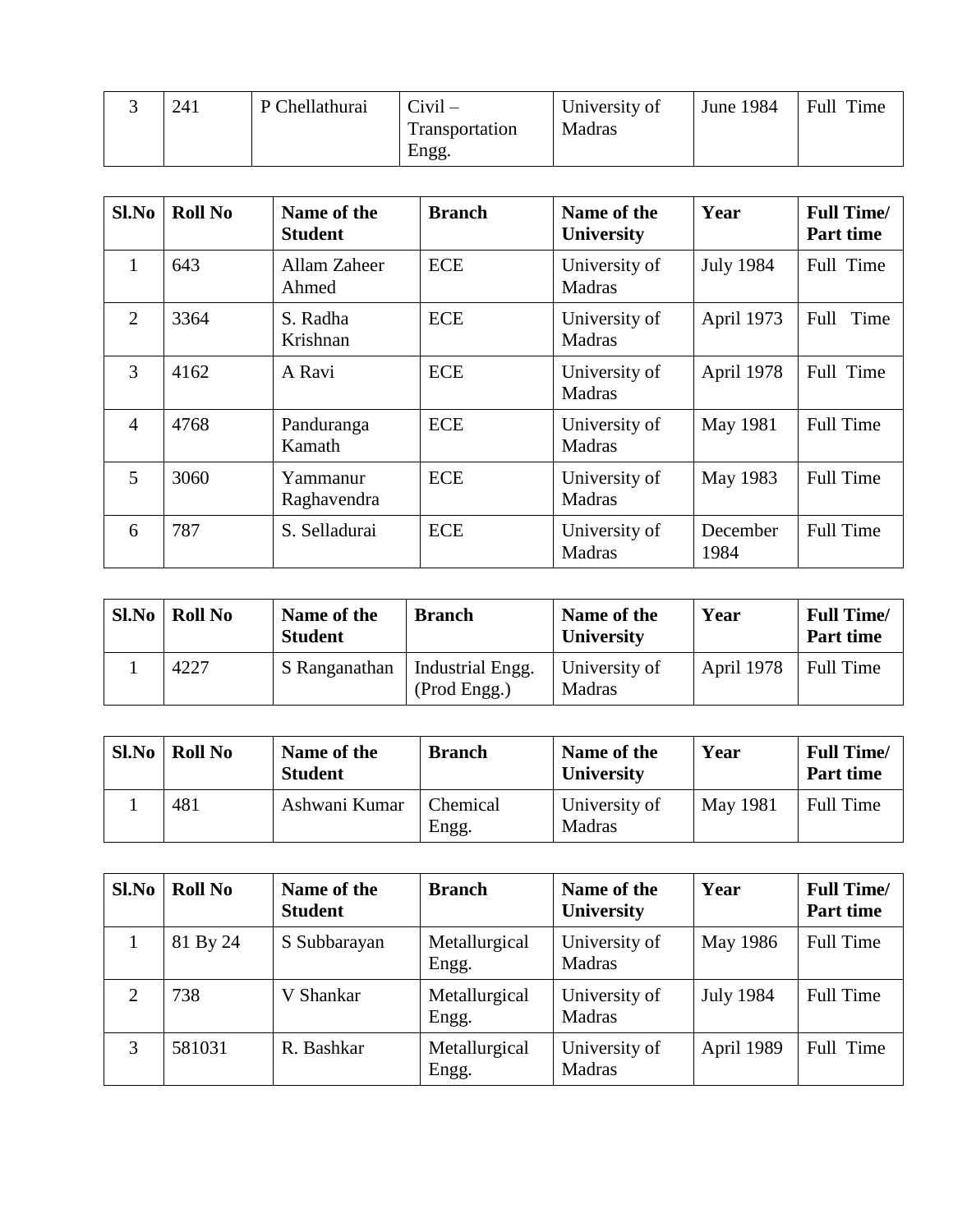| 3 | 241 | P Chellathurai | Civil – Transportation Engg. | University of Madras | June 1984 | Full Time |
|---|---|---|---|---|---|---|

| Sl.No | Roll No | Name of the Student | Branch | Name of the University | Year | Full Time/ Part time |
|---|---|---|---|---|---|---|
| 1 | 643 | Allam Zaheer Ahmed | ECE | University of Madras | July 1984 | Full Time |
| 2 | 3364 | S. Radha Krishnan | ECE | University of Madras | April 1973 | Full Time |
| 3 | 4162 | A Ravi | ECE | University of Madras | April 1978 | Full Time |
| 4 | 4768 | Panduranga Kamath | ECE | University of Madras | May 1981 | Full Time |
| 5 | 3060 | Yammanur Raghavendra | ECE | University of Madras | May 1983 | Full Time |
| 6 | 787 | S. Selladurai | ECE | University of Madras | December 1984 | Full Time |

| Sl.No | Roll No | Name of the Student | Branch | Name of the University | Year | Full Time/ Part time |
|---|---|---|---|---|---|---|
| 1 | 4227 | S Ranganathan | Industrial Engg. (Prod Engg.) | University of Madras | April 1978 | Full Time |

| Sl.No | Roll No | Name of the Student | Branch | Name of the University | Year | Full Time/ Part time |
|---|---|---|---|---|---|---|
| 1 | 481 | Ashwani Kumar | Chemical Engg. | University of Madras | May 1981 | Full Time |

| Sl.No | Roll No | Name of the Student | Branch | Name of the University | Year | Full Time/ Part time |
|---|---|---|---|---|---|---|
| 1 | 81 By 24 | S Subbarayan | Metallurgical Engg. | University of Madras | May 1986 | Full Time |
| 2 | 738 | V Shankar | Metallurgical Engg. | University of Madras | July 1984 | Full Time |
| 3 | 581031 | R. Bashkar | Metallurgical Engg. | University of Madras | April 1989 | Full Time |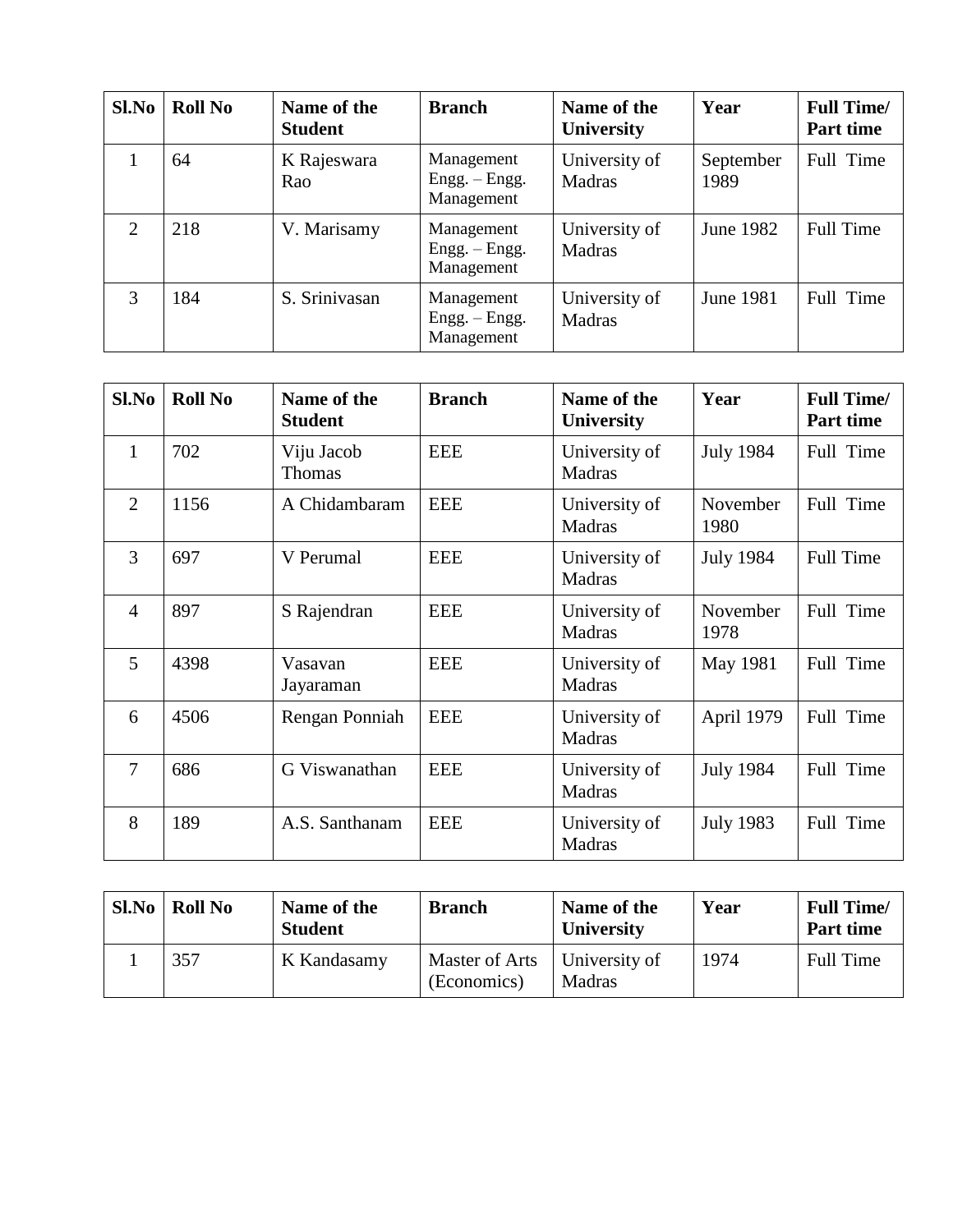| Sl.No | Roll No | Name of the Student | Branch | Name of the University | Year | Full Time/ Part time |
|---|---|---|---|---|---|---|
| 1 | 64 | K Rajeswara Rao | Management Engg. – Engg. Management | University of Madras | September 1989 | Full Time |
| 2 | 218 | V. Marisamy | Management Engg. – Engg. Management | University of Madras | June 1982 | Full Time |
| 3 | 184 | S. Srinivasan | Management Engg. – Engg. Management | University of Madras | June 1981 | Full Time |

| Sl.No | Roll No | Name of the Student | Branch | Name of the University | Year | Full Time/ Part time |
|---|---|---|---|---|---|---|
| 1 | 702 | Viju Jacob Thomas | EEE | University of Madras | July 1984 | Full Time |
| 2 | 1156 | A Chidambaram | EEE | University of Madras | November 1980 | Full Time |
| 3 | 697 | V Perumal | EEE | University of Madras | July 1984 | Full Time |
| 4 | 897 | S Rajendran | EEE | University of Madras | November 1978 | Full Time |
| 5 | 4398 | Vasavan Jayaraman | EEE | University of Madras | May 1981 | Full Time |
| 6 | 4506 | Rengan Ponniah | EEE | University of Madras | April 1979 | Full Time |
| 7 | 686 | G Viswanathan | EEE | University of Madras | July 1984 | Full Time |
| 8 | 189 | A.S. Santhanam | EEE | University of Madras | July 1983 | Full Time |

| Sl.No | Roll No | Name of the Student | Branch | Name of the University | Year | Full Time/ Part time |
|---|---|---|---|---|---|---|
| 1 | 357 | K Kandasamy | Master of Arts (Economics) | University of Madras | 1974 | Full Time |